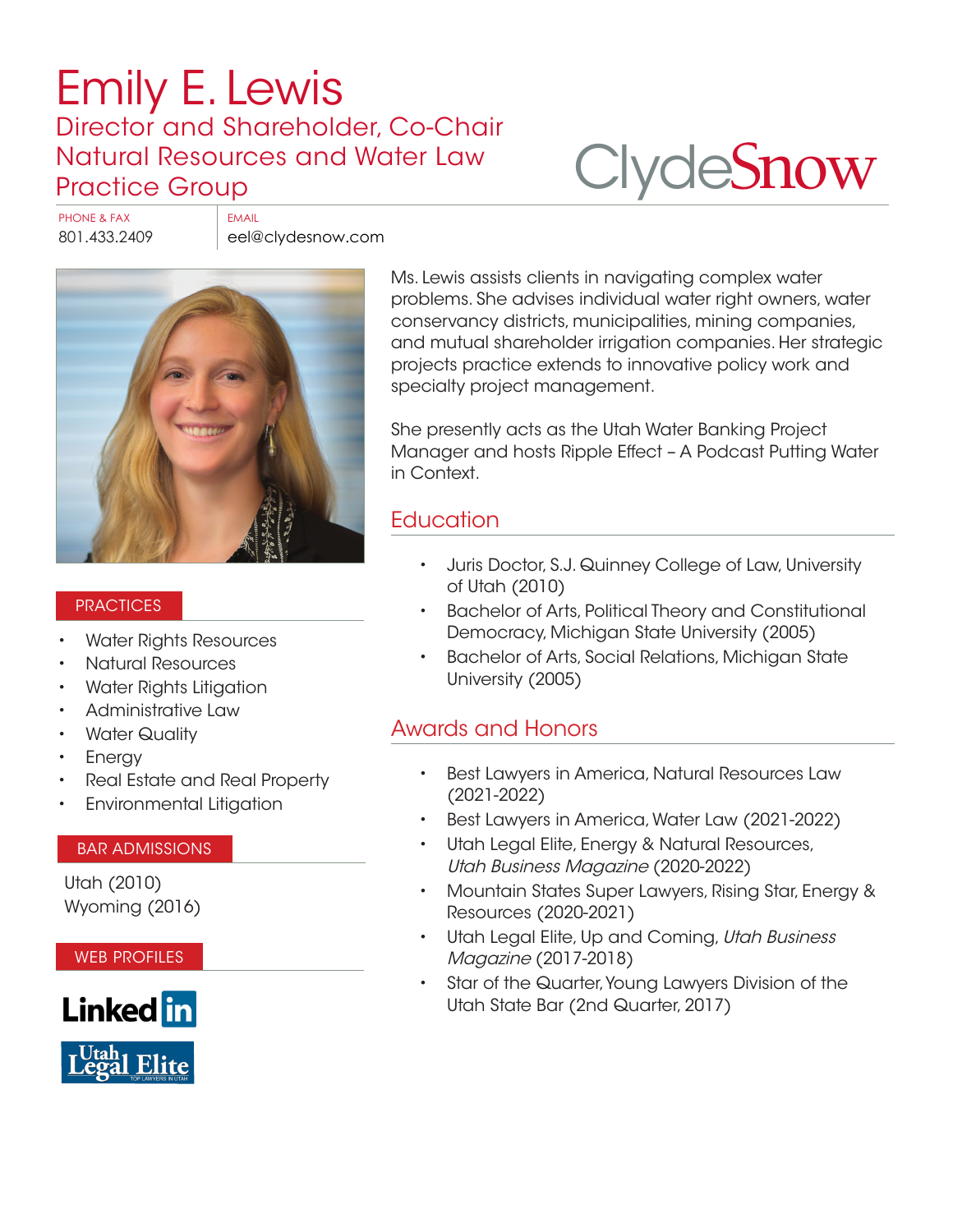# Emily E. Lewis

## Director and Shareholder, Co-Chair Natural Resources and Water Law Practice Group

ClydeSnow

PHONE & FAX
801.433.2409

EMAIL
eel@clydesnow.com

Ms. Lewis assists clients in navigating complex water problems. She advises individual water right owners, water conservancy districts, municipalities, mining companies, and mutual shareholder irrigation companies. Her strategic projects practice extends to innovative policy work and specialty project management.

She presently acts as the Utah Water Banking Project Manager and hosts Ripple Effect – A Podcast Putting Water in Context.

## PRACTICES

- Water Rights Resources
- Natural Resources
- Water Rights Litigation
- Administrative Law
- Water Quality
- Energy
- Real Estate and Real Property
- Environmental Litigation

## BAR ADMISSIONS

Utah (2010)
Wyoming (2016)

## WEB PROFILES

LinkedIn
Utah Legal Elite

## Education

- Juris Doctor, S.J. Quinney College of Law, University of Utah (2010)
- Bachelor of Arts, Political Theory and Constitutional Democracy, Michigan State University (2005)
- Bachelor of Arts, Social Relations, Michigan State University (2005)

## Awards and Honors

- Best Lawyers in America, Natural Resources Law (2021-2022)
- Best Lawyers in America, Water Law (2021-2022)
- Utah Legal Elite, Energy & Natural Resources, *Utah Business Magazine* (2020-2022)
- Mountain States Super Lawyers, Rising Star, Energy & Resources (2020-2021)
- Utah Legal Elite, Up and Coming, *Utah Business Magazine* (2017-2018)
- Star of the Quarter, Young Lawyers Division of the Utah State Bar (2nd Quarter, 2017)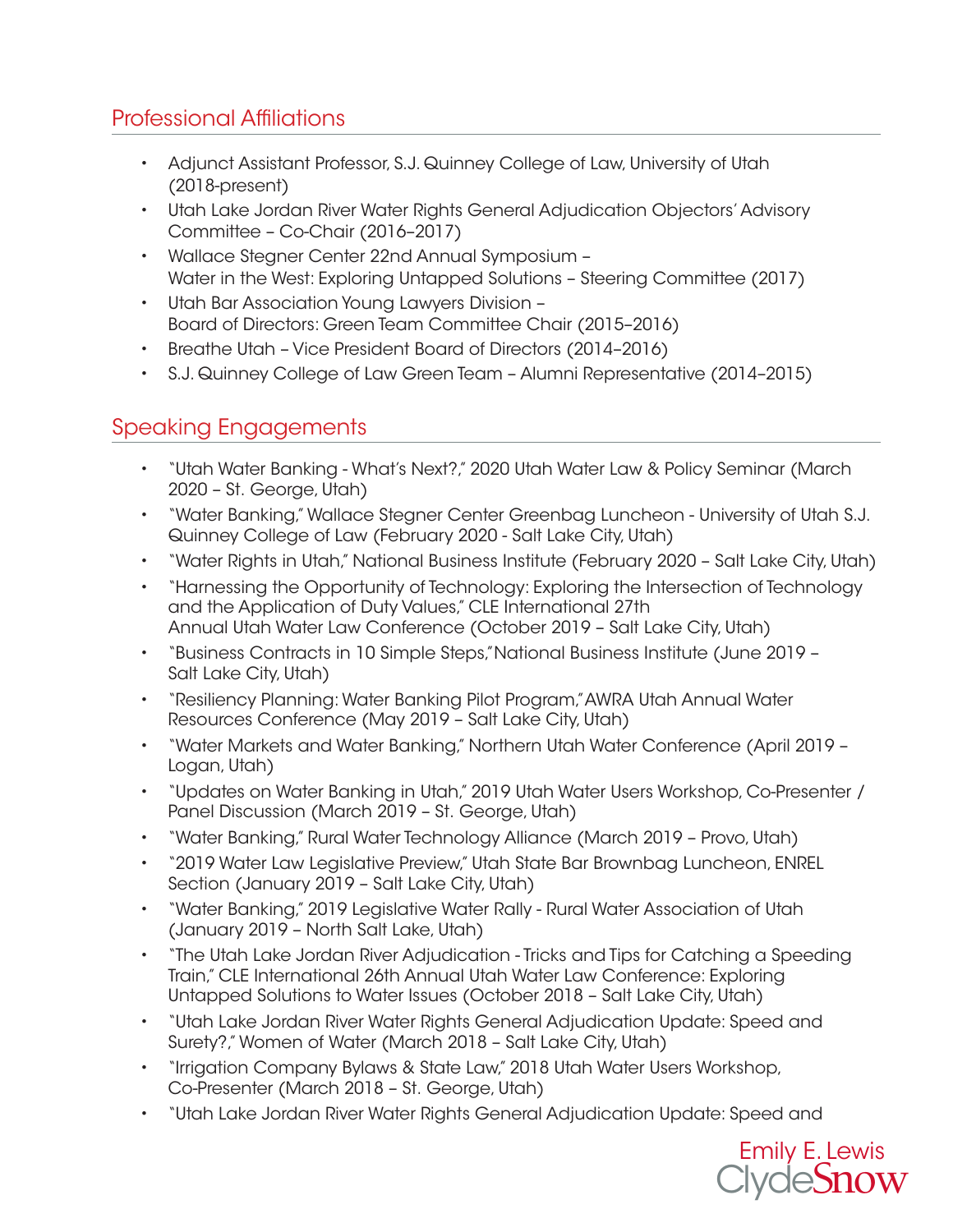## Professional Affiliations

- Adjunct Assistant Professor, S.J. Quinney College of Law, University of Utah (2018-present)
- Utah Lake Jordan River Water Rights General Adjudication Objectors' Advisory Committee – Co-Chair (2016–2017)
- Wallace Stegner Center 22nd Annual Symposium – Water in the West: Exploring Untapped Solutions – Steering Committee (2017)
- Utah Bar Association Young Lawyers Division – Board of Directors: Green Team Committee Chair (2015–2016)
- Breathe Utah – Vice President Board of Directors (2014–2016)
- S.J. Quinney College of Law Green Team – Alumni Representative (2014–2015)

## Speaking Engagements

- "Utah Water Banking - What's Next?," 2020 Utah Water Law & Policy Seminar (March 2020 – St. George, Utah)
- "Water Banking," Wallace Stegner Center Greenbag Luncheon - University of Utah S.J. Quinney College of Law (February 2020 - Salt Lake City, Utah)
- "Water Rights in Utah," National Business Institute (February 2020 – Salt Lake City, Utah)
- "Harnessing the Opportunity of Technology: Exploring the Intersection of Technology and the Application of Duty Values," CLE International 27th Annual Utah Water Law Conference (October 2019 – Salt Lake City, Utah)
- "Business Contracts in 10 Simple Steps," National Business Institute (June 2019 – Salt Lake City, Utah)
- "Resiliency Planning: Water Banking Pilot Program," AWRA Utah Annual Water Resources Conference (May 2019 – Salt Lake City, Utah)
- "Water Markets and Water Banking," Northern Utah Water Conference (April 2019 – Logan, Utah)
- "Updates on Water Banking in Utah," 2019 Utah Water Users Workshop, Co-Presenter / Panel Discussion (March 2019 – St. George, Utah)
- "Water Banking," Rural Water Technology Alliance (March 2019 – Provo, Utah)
- "2019 Water Law Legislative Preview," Utah State Bar Brownbag Luncheon, ENREL Section (January 2019 – Salt Lake City, Utah)
- "Water Banking," 2019 Legislative Water Rally - Rural Water Association of Utah (January 2019 – North Salt Lake, Utah)
- "The Utah Lake Jordan River Adjudication - Tricks and Tips for Catching a Speeding Train," CLE International 26th Annual Utah Water Law Conference: Exploring Untapped Solutions to Water Issues (October 2018 – Salt Lake City, Utah)
- "Utah Lake Jordan River Water Rights General Adjudication Update: Speed and Surety?," Women of Water (March 2018 – Salt Lake City, Utah)
- "Irrigation Company Bylaws & State Law," 2018 Utah Water Users Workshop, Co-Presenter (March 2018 – St. George, Utah)
- "Utah Lake Jordan River Water Rights General Adjudication Update: Speed and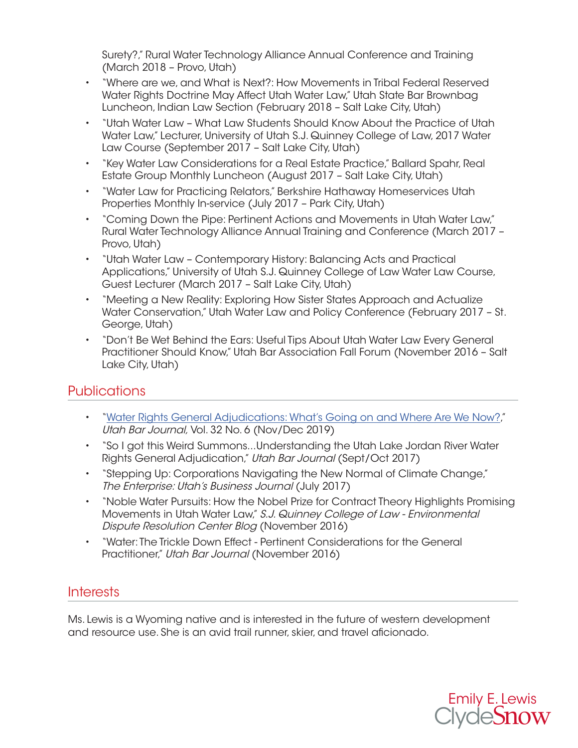Surety?," Rural Water Technology Alliance Annual Conference and Training (March 2018 – Provo, Utah)

- "Where are we, and What is Next?: How Movements in Tribal Federal Reserved Water Rights Doctrine May Affect Utah Water Law," Utah State Bar Brownbag Luncheon, Indian Law Section (February 2018 – Salt Lake City, Utah)
- "Utah Water Law – What Law Students Should Know About the Practice of Utah Water Law," Lecturer, University of Utah S.J. Quinney College of Law, 2017 Water Law Course (September 2017 – Salt Lake City, Utah)
- "Key Water Law Considerations for a Real Estate Practice," Ballard Spahr, Real Estate Group Monthly Luncheon (August 2017 – Salt Lake City, Utah)
- "Water Law for Practicing Relators," Berkshire Hathaway Homeservices Utah Properties Monthly In-service (July 2017 – Park City, Utah)
- "Coming Down the Pipe: Pertinent Actions and Movements in Utah Water Law," Rural Water Technology Alliance Annual Training and Conference (March 2017 – Provo, Utah)
- "Utah Water Law – Contemporary History: Balancing Acts and Practical Applications," University of Utah S.J. Quinney College of Law Water Law Course, Guest Lecturer (March 2017 – Salt Lake City, Utah)
- "Meeting a New Reality: Exploring How Sister States Approach and Actualize Water Conservation," Utah Water Law and Policy Conference (February 2017 – St. George, Utah)
- "Don't Be Wet Behind the Ears: Useful Tips About Utah Water Law Every General Practitioner Should Know," Utah Bar Association Fall Forum (November 2016 – Salt Lake City, Utah)

## Publications

- "Water Rights General Adjudications: What's Going on and Where Are We Now?," *Utah Bar Journal,* Vol. 32 No. 6 (Nov/Dec 2019)
- "So I got this Weird Summons...Understanding the Utah Lake Jordan River Water Rights General Adjudication," *Utah Bar Journal* (Sept/Oct 2017)
- "Stepping Up: Corporations Navigating the New Normal of Climate Change," *The Enterprise: Utah's Business Journal* (July 2017)
- "Noble Water Pursuits: How the Nobel Prize for Contract Theory Highlights Promising Movements in Utah Water Law," *S.J. Quinney College of Law - Environmental Dispute Resolution Center Blog* (November 2016)
- "Water: The Trickle Down Effect - Pertinent Considerations for the General Practitioner," *Utah Bar Journal* (November 2016)

## Interests

Ms. Lewis is a Wyoming native and is interested in the future of western development and resource use. She is an avid trail runner, skier, and travel aficionado.